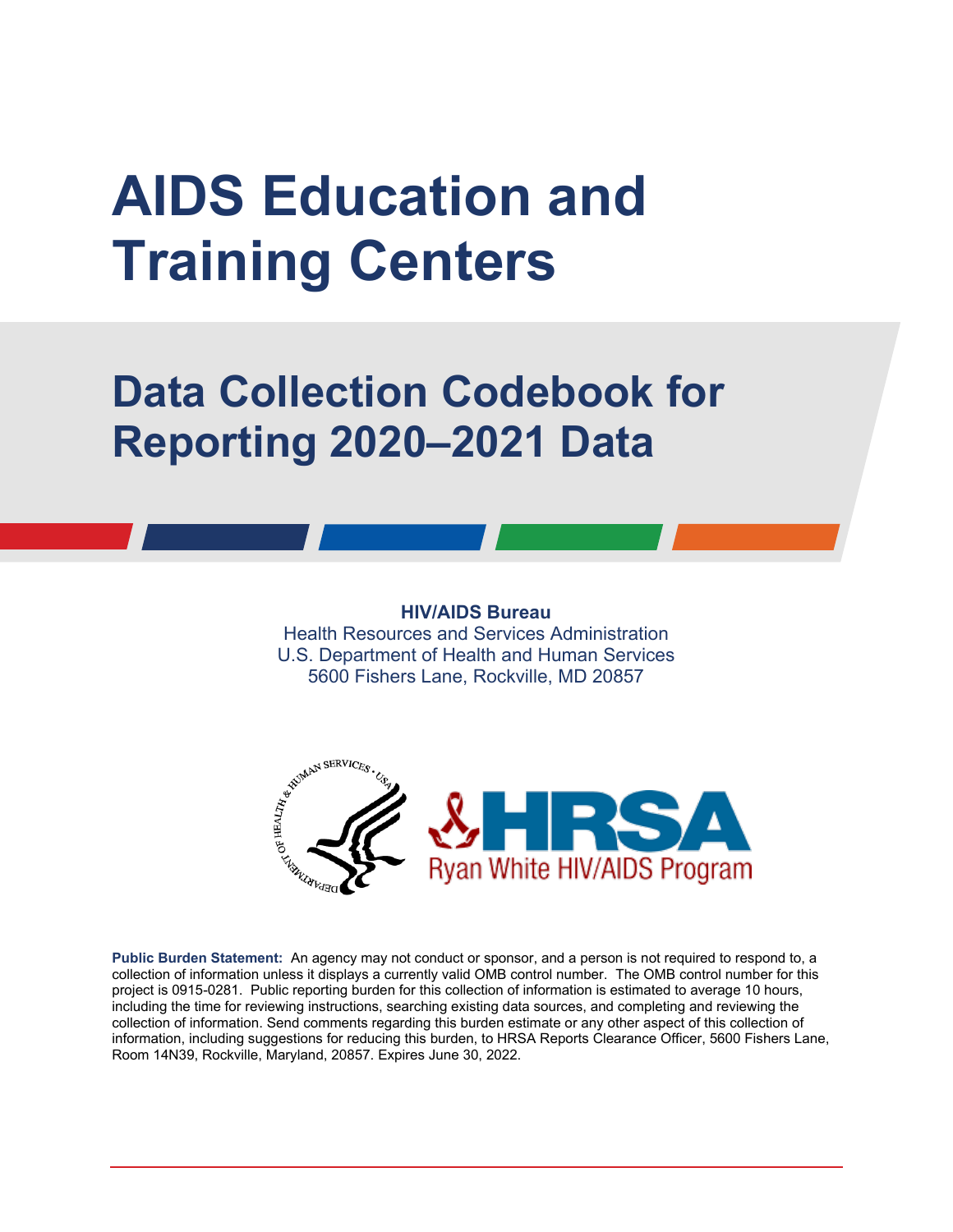# AIDS Education and Training Centers

## Data Collection Codebook for Reporting 2020–2021 Data

**HIV/AIDS Bureau**
Health Resources and Services Administration
U.S. Department of Health and Human Services
5600 Fishers Lane, Rockville, MD 20857

**Public Burden Statement:** An agency may not conduct or sponsor, and a person is not required to respond to, a collection of information unless it displays a currently valid OMB control number. The OMB control number for this project is 0915-0281. Public reporting burden for this collection of information is estimated to average 10 hours, including the time for reviewing instructions, searching existing data sources, and completing and reviewing the collection of information. Send comments regarding this burden estimate or any other aspect of this collection of information, including suggestions for reducing this burden, to HRSA Reports Clearance Officer, 5600 Fishers Lane, Room 14N39, Rockville, Maryland, 20857. Expires June 30, 2022.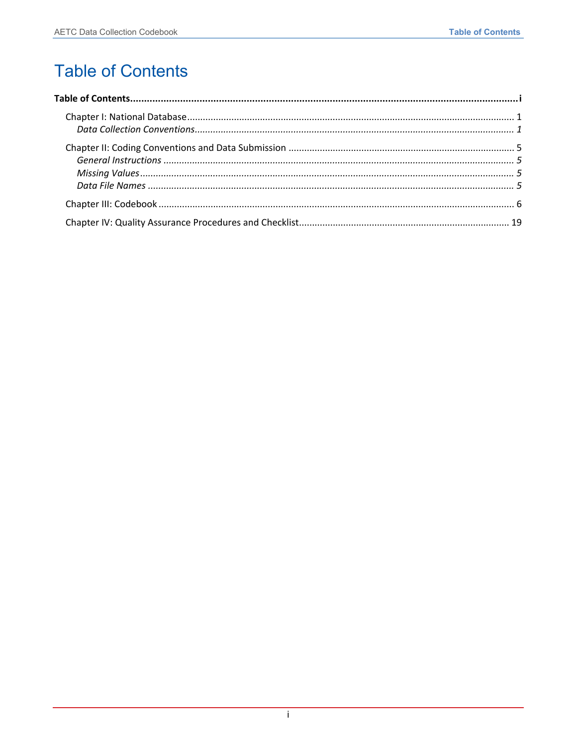# Table of Contents

**Table of Contents** ........................................................................................................ **i**

Chapter I: National Database ........................................................................................ 1

*Data Collection Conventions ........................................................................................ 1*

Chapter II: Coding Conventions and Data Submission .................................................. 5

*General Instructions ..................................................................................................... 5*

*Missing Values ............................................................................................................. 5*

*Data File Names ........................................................................................................... 5*

Chapter III: Codebook ................................................................................................... 6

Chapter IV: Quality Assurance Procedures and Checklist ............................................ 19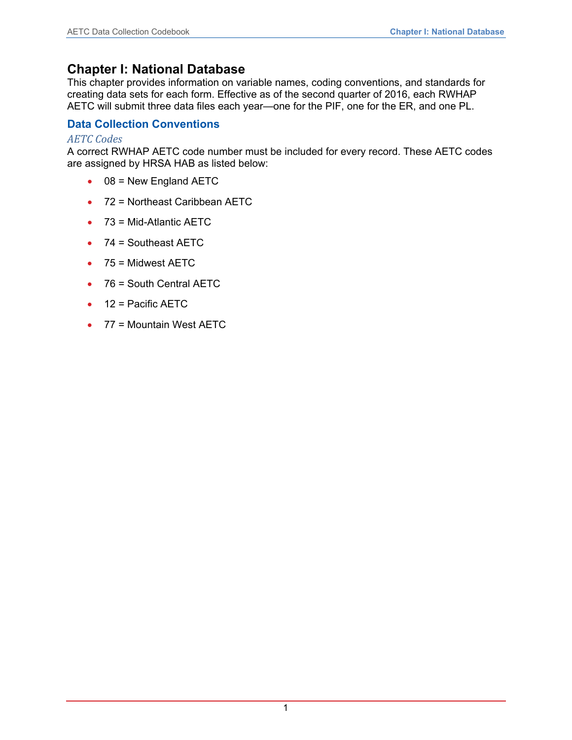# Chapter I: National Database

This chapter provides information on variable names, coding conventions, and standards for creating data sets for each form. Effective as of the second quarter of 2016, each RWHAP AETC will submit three data files each year—one for the PIF, one for the ER, and one PL.

## Data Collection Conventions

### *AETC Codes*

A correct RWHAP AETC code number must be included for every record. These AETC codes are assigned by HRSA HAB as listed below:

- 08 = New England AETC
- 72 = Northeast Caribbean AETC
- 73 = Mid-Atlantic AETC
- 74 = Southeast AETC
- 75 = Midwest AETC
- 76 = South Central AETC
- 12 = Pacific AETC
- 77 = Mountain West AETC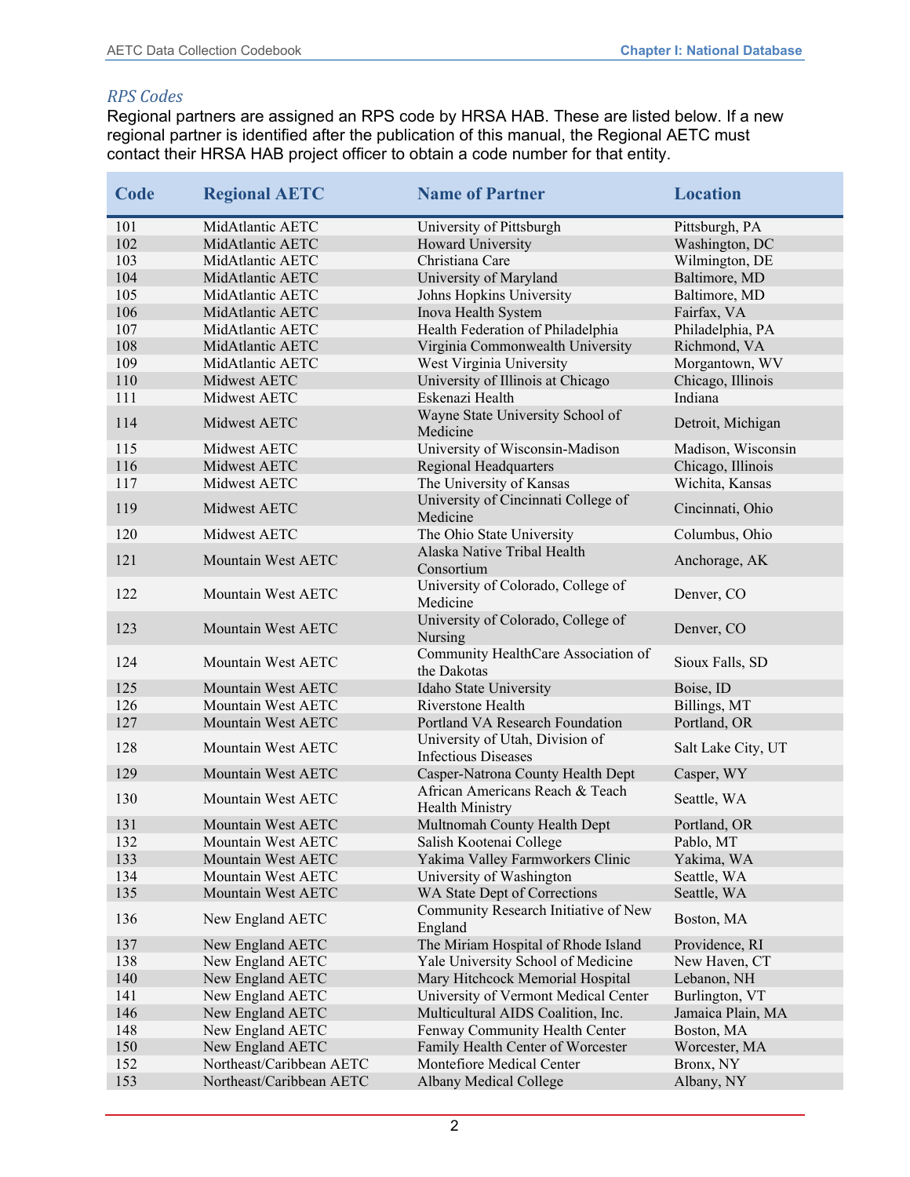### *RPS Codes*

Regional partners are assigned an RPS code by HRSA HAB. These are listed below. If a new regional partner is identified after the publication of this manual, the Regional AETC must contact their HRSA HAB project officer to obtain a code number for that entity.

| Code | Regional AETC | Name of Partner | Location |
|---|---|---|---|
| 101 | MidAtlantic AETC | University of Pittsburgh | Pittsburgh, PA |
| 102 | MidAtlantic AETC | Howard University | Washington, DC |
| 103 | MidAtlantic AETC | Christiana Care | Wilmington, DE |
| 104 | MidAtlantic AETC | University of Maryland | Baltimore, MD |
| 105 | MidAtlantic AETC | Johns Hopkins University | Baltimore, MD |
| 106 | MidAtlantic AETC | Inova Health System | Fairfax, VA |
| 107 | MidAtlantic AETC | Health Federation of Philadelphia | Philadelphia, PA |
| 108 | MidAtlantic AETC | Virginia Commonwealth University | Richmond, VA |
| 109 | MidAtlantic AETC | West Virginia University | Morgantown, WV |
| 110 | Midwest AETC | University of Illinois at Chicago | Chicago, Illinois |
| 111 | Midwest AETC | Eskenazi Health | Indiana |
| 114 | Midwest AETC | Wayne State University School of Medicine | Detroit, Michigan |
| 115 | Midwest AETC | University of Wisconsin-Madison | Madison, Wisconsin |
| 116 | Midwest AETC | Regional Headquarters | Chicago, Illinois |
| 117 | Midwest AETC | The University of Kansas | Wichita, Kansas |
| 119 | Midwest AETC | University of Cincinnati College of Medicine | Cincinnati, Ohio |
| 120 | Midwest AETC | The Ohio State University | Columbus, Ohio |
| 121 | Mountain West AETC | Alaska Native Tribal Health Consortium | Anchorage, AK |
| 122 | Mountain West AETC | University of Colorado, College of Medicine | Denver, CO |
| 123 | Mountain West AETC | University of Colorado, College of Nursing | Denver, CO |
| 124 | Mountain West AETC | Community HealthCare Association of the Dakotas | Sioux Falls, SD |
| 125 | Mountain West AETC | Idaho State University | Boise, ID |
| 126 | Mountain West AETC | Riverstone Health | Billings, MT |
| 127 | Mountain West AETC | Portland VA Research Foundation | Portland, OR |
| 128 | Mountain West AETC | University of Utah, Division of Infectious Diseases | Salt Lake City, UT |
| 129 | Mountain West AETC | Casper-Natrona County Health Dept | Casper, WY |
| 130 | Mountain West AETC | African Americans Reach & Teach Health Ministry | Seattle, WA |
| 131 | Mountain West AETC | Multnomah County Health Dept | Portland, OR |
| 132 | Mountain West AETC | Salish Kootenai College | Pablo, MT |
| 133 | Mountain West AETC | Yakima Valley Farmworkers Clinic | Yakima, WA |
| 134 | Mountain West AETC | University of Washington | Seattle, WA |
| 135 | Mountain West AETC | WA State Dept of Corrections | Seattle, WA |
| 136 | New England AETC | Community Research Initiative of New England | Boston, MA |
| 137 | New England AETC | The Miriam Hospital of Rhode Island | Providence, RI |
| 138 | New England AETC | Yale University School of Medicine | New Haven, CT |
| 140 | New England AETC | Mary Hitchcock Memorial Hospital | Lebanon, NH |
| 141 | New England AETC | University of Vermont Medical Center | Burlington, VT |
| 146 | New England AETC | Multicultural AIDS Coalition, Inc. | Jamaica Plain, MA |
| 148 | New England AETC | Fenway Community Health Center | Boston, MA |
| 150 | New England AETC | Family Health Center of Worcester | Worcester, MA |
| 152 | Northeast/Caribbean AETC | Montefiore Medical Center | Bronx, NY |
| 153 | Northeast/Caribbean AETC | Albany Medical College | Albany, NY |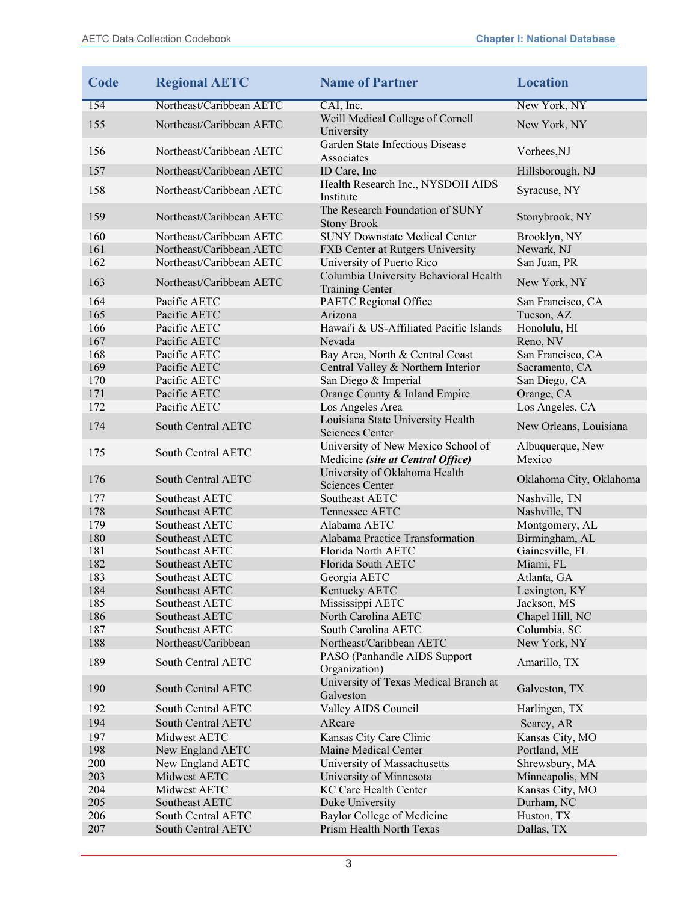| Code | Regional AETC | Name of Partner | Location |
|---|---|---|---|
| 154 | Northeast/Caribbean AETC | CAI, Inc. | New York, NY |
| 155 | Northeast/Caribbean AETC | Weill Medical College of Cornell University | New York, NY |
| 156 | Northeast/Caribbean AETC | Garden State Infectious Disease Associates | Vorhees,NJ |
| 157 | Northeast/Caribbean AETC | ID Care, Inc | Hillsborough, NJ |
| 158 | Northeast/Caribbean AETC | Health Research Inc., NYSDOH AIDS Institute | Syracuse, NY |
| 159 | Northeast/Caribbean AETC | The Research Foundation of SUNY Stony Brook | Stonybrook, NY |
| 160 | Northeast/Caribbean AETC | SUNY Downstate Medical Center | Brooklyn, NY |
| 161 | Northeast/Caribbean AETC | FXB Center at Rutgers University | Newark, NJ |
| 162 | Northeast/Caribbean AETC | University of Puerto Rico | San Juan, PR |
| 163 | Northeast/Caribbean AETC | Columbia University Behavioral Health Training Center | New York, NY |
| 164 | Pacific AETC | PAETC Regional Office | San Francisco, CA |
| 165 | Pacific AETC | Arizona | Tucson, AZ |
| 166 | Pacific AETC | Hawai'i & US-Affiliated Pacific Islands | Honolulu, HI |
| 167 | Pacific AETC | Nevada | Reno, NV |
| 168 | Pacific AETC | Bay Area, North & Central Coast | San Francisco, CA |
| 169 | Pacific AETC | Central Valley & Northern Interior | Sacramento, CA |
| 170 | Pacific AETC | San Diego & Imperial | San Diego, CA |
| 171 | Pacific AETC | Orange County & Inland Empire | Orange, CA |
| 172 | Pacific AETC | Los Angeles Area | Los Angeles, CA |
| 174 | South Central AETC | Louisiana State University Health Sciences Center | New Orleans, Louisiana |
| 175 | South Central AETC | University of New Mexico School of Medicine ***(site at Central Office)*** | Albuquerque, New Mexico |
| 176 | South Central AETC | University of Oklahoma Health Sciences Center | Oklahoma City, Oklahoma |
| 177 | Southeast AETC | Southeast AETC | Nashville, TN |
| 178 | Southeast AETC | Tennessee AETC | Nashville, TN |
| 179 | Southeast AETC | Alabama AETC | Montgomery, AL |
| 180 | Southeast AETC | Alabama Practice Transformation | Birmingham, AL |
| 181 | Southeast AETC | Florida North AETC | Gainesville, FL |
| 182 | Southeast AETC | Florida South AETC | Miami, FL |
| 183 | Southeast AETC | Georgia AETC | Atlanta, GA |
| 184 | Southeast AETC | Kentucky AETC | Lexington, KY |
| 185 | Southeast AETC | Mississippi AETC | Jackson, MS |
| 186 | Southeast AETC | North Carolina AETC | Chapel Hill, NC |
| 187 | Southeast AETC | South Carolina AETC | Columbia, SC |
| 188 | Northeast/Caribbean | Northeast/Caribbean AETC | New York, NY |
| 189 | South Central AETC | PASO (Panhandle AIDS Support Organization) | Amarillo, TX |
| 190 | South Central AETC | University of Texas Medical Branch at Galveston | Galveston, TX |
| 192 | South Central AETC | Valley AIDS Council | Harlingen, TX |
| 194 | South Central AETC | ARcare | Searcy, AR |
| 197 | Midwest AETC | Kansas City Care Clinic | Kansas City, MO |
| 198 | New England AETC | Maine Medical Center | Portland, ME |
| 200 | New England AETC | University of Massachusetts | Shrewsbury, MA |
| 203 | Midwest AETC | University of Minnesota | Minneapolis, MN |
| 204 | Midwest AETC | KC Care Health Center | Kansas City, MO |
| 205 | Southeast AETC | Duke University | Durham, NC |
| 206 | South Central AETC | Baylor College of Medicine | Huston, TX |
| 207 | South Central AETC | Prism Health North Texas | Dallas, TX |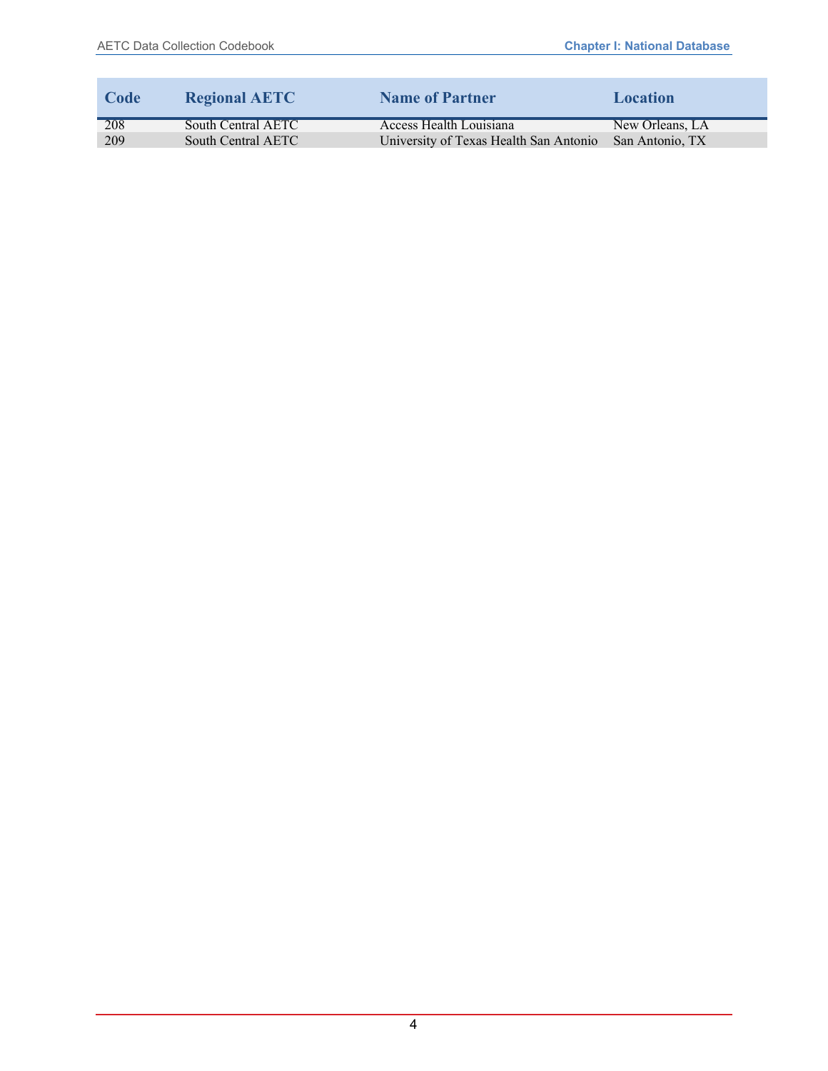| Code | Regional AETC | Name of Partner | Location |
|---|---|---|---|
| 208 | South Central AETC | Access Health Louisiana | New Orleans, LA |
| 209 | South Central AETC | University of Texas Health San Antonio | San Antonio, TX |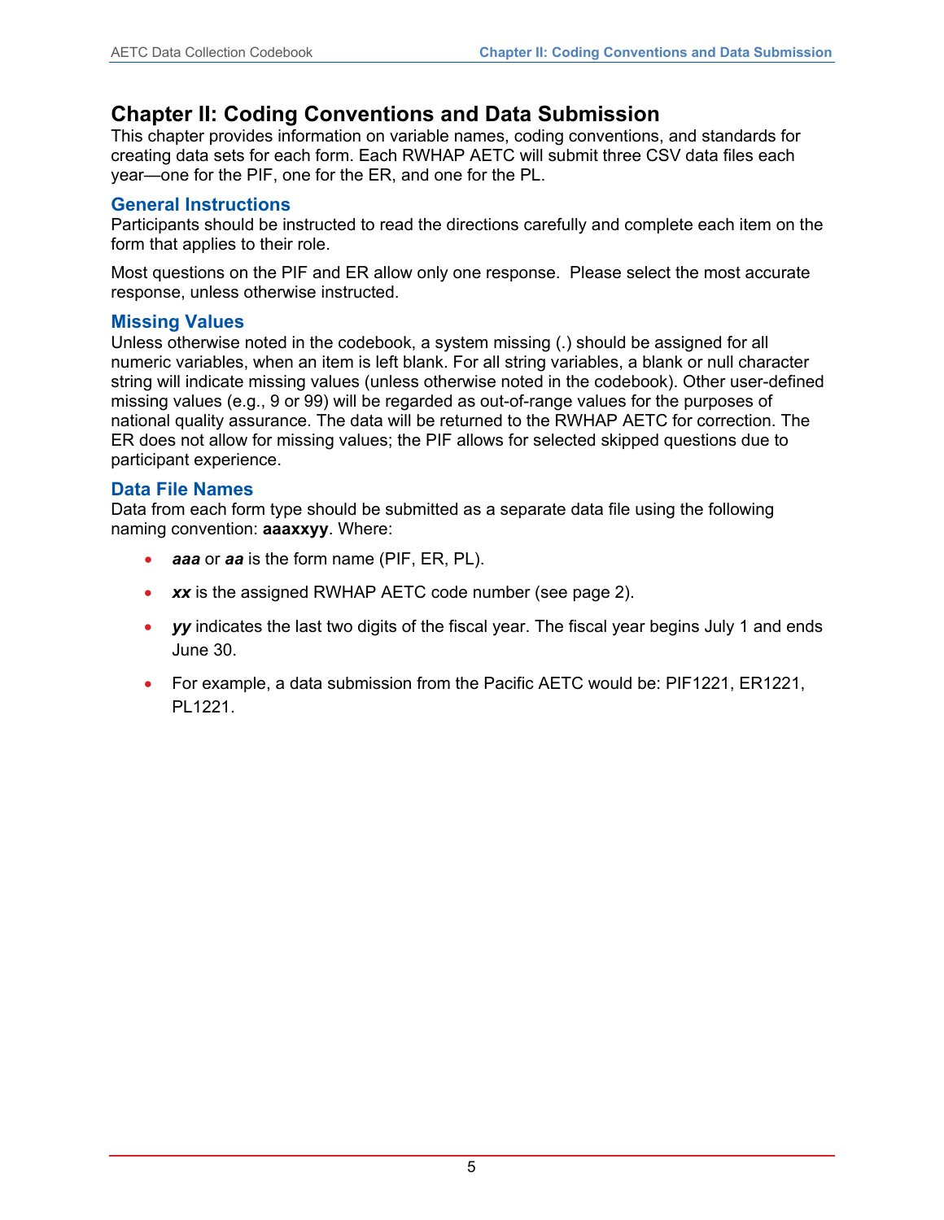# Chapter II: Coding Conventions and Data Submission

This chapter provides information on variable names, coding conventions, and standards for creating data sets for each form. Each RWHAP AETC will submit three CSV data files each year—one for the PIF, one for the ER, and one for the PL.

## General Instructions

Participants should be instructed to read the directions carefully and complete each item on the form that applies to their role.

Most questions on the PIF and ER allow only one response. Please select the most accurate response, unless otherwise instructed.

## Missing Values

Unless otherwise noted in the codebook, a system missing (.) should be assigned for all numeric variables, when an item is left blank. For all string variables, a blank or null character string will indicate missing values (unless otherwise noted in the codebook). Other user-defined missing values (e.g., 9 or 99) will be regarded as out-of-range values for the purposes of national quality assurance. The data will be returned to the RWHAP AETC for correction. The ER does not allow for missing values; the PIF allows for selected skipped questions due to participant experience.

## Data File Names

Data from each form type should be submitted as a separate data file using the following naming convention: **aaaxxyy**. Where:

- ***aaa*** or ***aa*** is the form name (PIF, ER, PL).
- ***xx*** is the assigned RWHAP AETC code number (see page 2).
- ***yy*** indicates the last two digits of the fiscal year. The fiscal year begins July 1 and ends June 30.
- For example, a data submission from the Pacific AETC would be: PIF1221, ER1221, PL1221.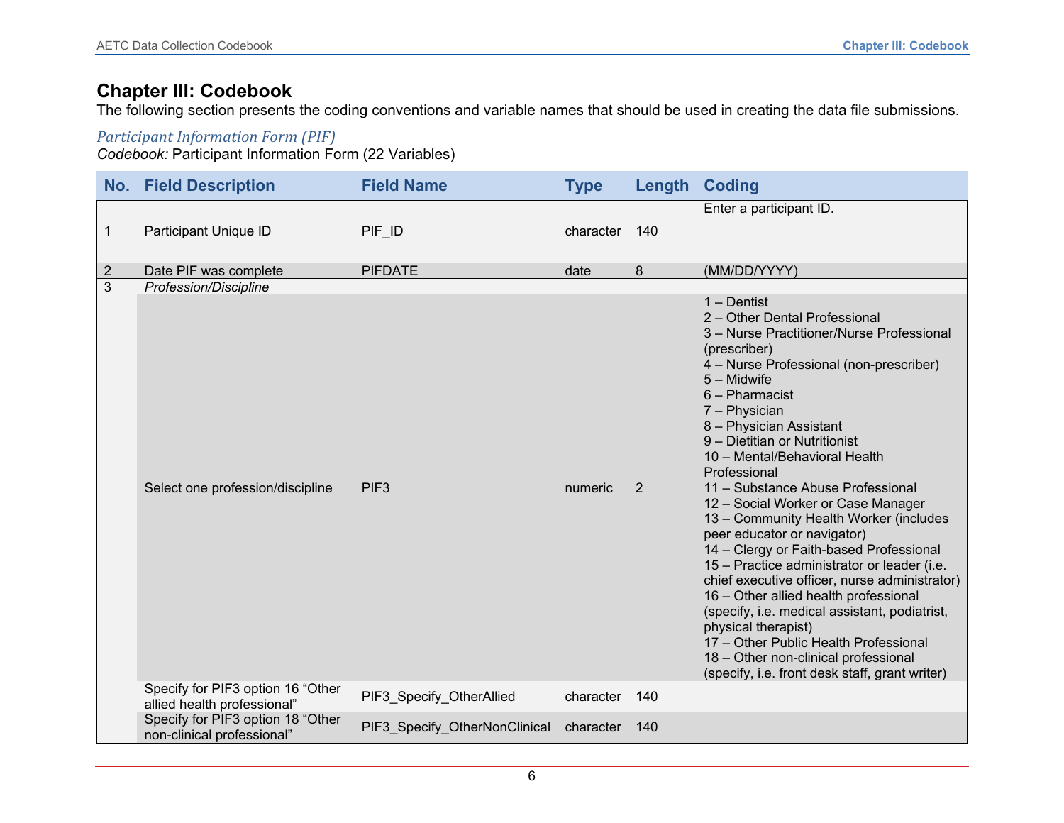# Chapter III: Codebook

The following section presents the coding conventions and variable names that should be used in creating the data file submissions.

## *Participant Information Form (PIF)*

*Codebook:* Participant Information Form (22 Variables)

| No. | Field Description | Field Name | Type | Length | Coding |
|---|---|---|---|---|---|
| 1 | Participant Unique ID | PIF_ID | character | 140 | Enter a participant ID. |
| 2 | Date PIF was complete | PIFDATE | date | 8 | (MM/DD/YYYY) |
| 3 | *Profession/Discipline* | | | | |
| | Select one profession/discipline | PIF3 | numeric | 2 | 1 – Dentist<br>2 – Other Dental Professional<br>3 – Nurse Practitioner/Nurse Professional (prescriber)<br>4 – Nurse Professional (non-prescriber)<br>5 – Midwife<br>6 – Pharmacist<br>7 – Physician<br>8 – Physician Assistant<br>9 – Dietitian or Nutritionist<br>10 – Mental/Behavioral Health Professional<br>11 – Substance Abuse Professional<br>12 – Social Worker or Case Manager<br>13 – Community Health Worker (includes peer educator or navigator)<br>14 – Clergy or Faith-based Professional<br>15 – Practice administrator or leader (i.e. chief executive officer, nurse administrator)<br>16 – Other allied health professional (specify, i.e. medical assistant, podiatrist, physical therapist)<br>17 – Other Public Health Professional<br>18 – Other non-clinical professional (specify, i.e. front desk staff, grant writer) |
| | Specify for PIF3 option 16 "Other allied health professional" | PIF3_Specify_OtherAllied | character | 140 | |
| | Specify for PIF3 option 18 "Other non-clinical professional" | PIF3_Specify_OtherNonClinical | character | 140 | |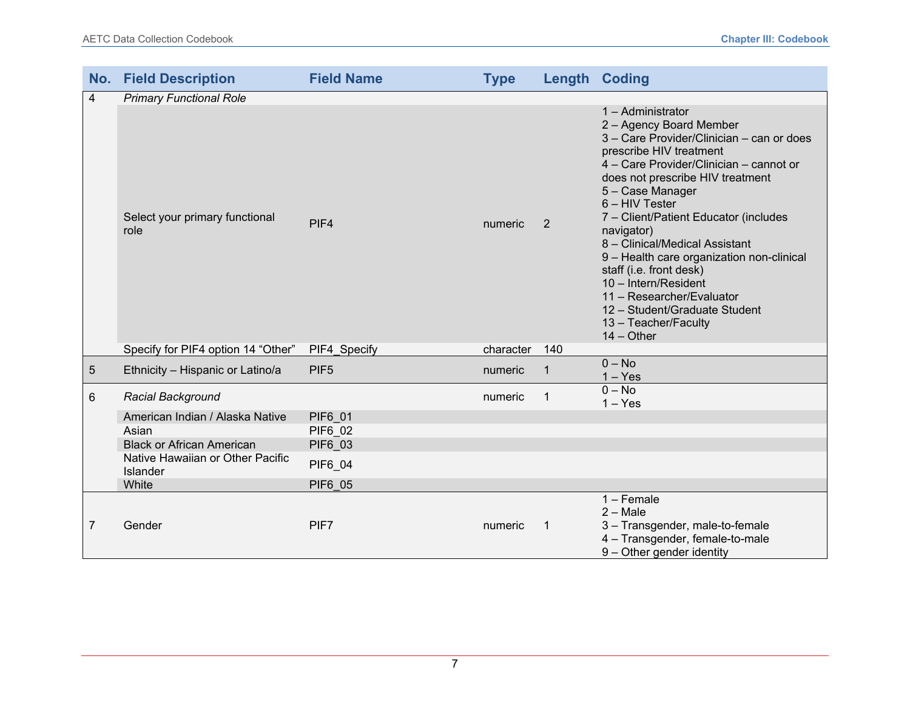| No. | Field Description | Field Name | Type | Length | Coding |
| --- | --- | --- | --- | --- | --- |
| 4 | *Primary Functional Role* | | | | |
| | Select your primary functional role | PIF4 | numeric | 2 | 1 – Administrator<br>2 – Agency Board Member<br>3 – Care Provider/Clinician – can or does prescribe HIV treatment<br>4 – Care Provider/Clinician – cannot or does not prescribe HIV treatment<br>5 – Case Manager<br>6 – HIV Tester<br>7 – Client/Patient Educator (includes navigator)<br>8 – Clinical/Medical Assistant<br>9 – Health care organization non-clinical staff (i.e. front desk)<br>10 – Intern/Resident<br>11 – Researcher/Evaluator<br>12 – Student/Graduate Student<br>13 – Teacher/Faculty<br>14 – Other |
| | Specify for PIF4 option 14 “Other” | PIF4_Specify | character | 140 | |
| 5 | Ethnicity – Hispanic or Latino/a | PIF5 | numeric | 1 | 0 – No<br>1 – Yes |
| 6 | *Racial Background* | | numeric | 1 | 0 – No<br>1 – Yes |
| | American Indian / Alaska Native | PIF6_01 | | | |
| | Asian | PIF6_02 | | | |
| | Black or African American | PIF6_03 | | | |
| | Native Hawaiian or Other Pacific Islander | PIF6_04 | | | |
| | White | PIF6_05 | | | |
| 7 | Gender | PIF7 | numeric | 1 | 1 – Female<br>2 – Male<br>3 – Transgender, male-to-female<br>4 – Transgender, female-to-male<br>9 – Other gender identity |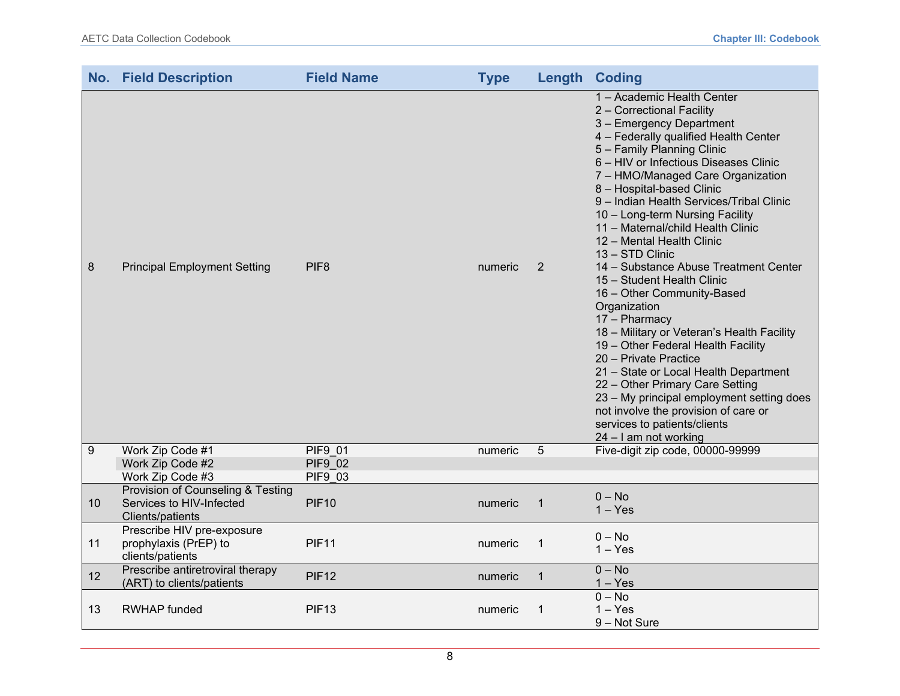| No. | Field Description | Field Name | Type | Length | Coding |
|---|---|---|---|---|---|
| 8 | Principal Employment Setting | PIF8 | numeric | 2 | 1 – Academic Health Center<br>2 – Correctional Facility<br>3 – Emergency Department<br>4 – Federally qualified Health Center<br>5 – Family Planning Clinic<br>6 – HIV or Infectious Diseases Clinic<br>7 – HMO/Managed Care Organization<br>8 – Hospital-based Clinic<br>9 – Indian Health Services/Tribal Clinic<br>10 – Long-term Nursing Facility<br>11 – Maternal/child Health Clinic<br>12 – Mental Health Clinic<br>13 – STD Clinic<br>14 – Substance Abuse Treatment Center<br>15 – Student Health Clinic<br>16 – Other Community-Based Organization<br>17 – Pharmacy<br>18 – Military or Veteran's Health Facility<br>19 – Other Federal Health Facility<br>20 – Private Practice<br>21 – State or Local Health Department<br>22 – Other Primary Care Setting<br>23 – My principal employment setting does not involve the provision of care or services to patients/clients<br>24 – I am not working |
| 9 | Work Zip Code #1 | PIF9_01 | numeric | 5 | Five-digit zip code, 00000-99999 |
| | Work Zip Code #2 | PIF9_02 | | | |
| | Work Zip Code #3 | PIF9_03 | | | |
| 10 | Provision of Counseling & Testing Services to HIV-Infected Clients/patients | PIF10 | numeric | 1 | 0 – No<br>1 – Yes |
| 11 | Prescribe HIV pre-exposure prophylaxis (PrEP) to clients/patients | PIF11 | numeric | 1 | 0 – No<br>1 – Yes |
| 12 | Prescribe antiretroviral therapy (ART) to clients/patients | PIF12 | numeric | 1 | 0 – No<br>1 – Yes |
| 13 | RWHAP funded | PIF13 | numeric | 1 | 0 – No<br>1 – Yes<br>9 – Not Sure |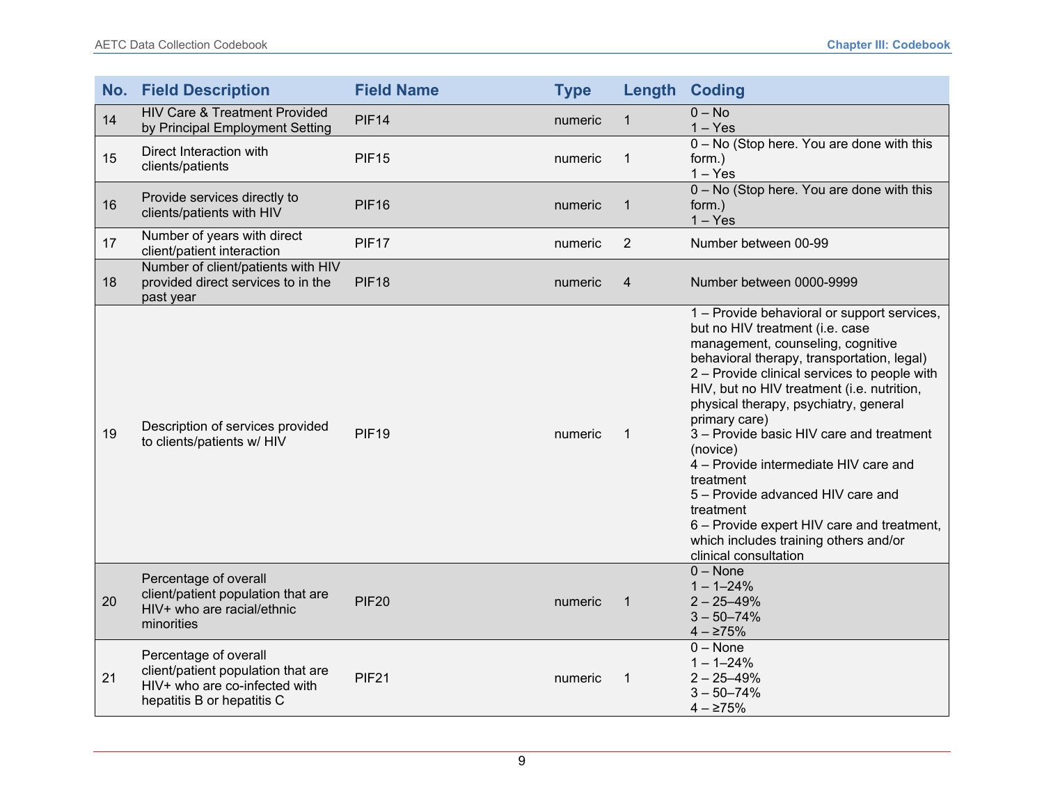| No. | Field Description | Field Name | Type | Length | Coding |
|---|---|---|---|---|---|
| 14 | HIV Care & Treatment Provided by Principal Employment Setting | PIF14 | numeric | 1 | 0 – No<br>1 – Yes |
| 15 | Direct Interaction with clients/patients | PIF15 | numeric | 1 | 0 – No (Stop here. You are done with this form.)<br>1 – Yes |
| 16 | Provide services directly to clients/patients with HIV | PIF16 | numeric | 1 | 0 – No (Stop here. You are done with this form.)<br>1 – Yes |
| 17 | Number of years with direct client/patient interaction | PIF17 | numeric | 2 | Number between 00-99 |
| 18 | Number of client/patients with HIV provided direct services to in the past year | PIF18 | numeric | 4 | Number between 0000-9999 |
| 19 | Description of services provided to clients/patients w/ HIV | PIF19 | numeric | 1 | 1 – Provide behavioral or support services, but no HIV treatment (i.e. case management, counseling, cognitive behavioral therapy, transportation, legal)<br>2 – Provide clinical services to people with HIV, but no HIV treatment (i.e. nutrition, physical therapy, psychiatry, general primary care)<br>3 – Provide basic HIV care and treatment (novice)<br>4 – Provide intermediate HIV care and treatment<br>5 – Provide advanced HIV care and treatment<br>6 – Provide expert HIV care and treatment, which includes training others and/or clinical consultation |
| 20 | Percentage of overall client/patient population that are HIV+ who are racial/ethnic minorities | PIF20 | numeric | 1 | 0 – None<br>1 – 1–24%<br>2 – 25–49%<br>3 – 50–74%<br>4 – ≥75% |
| 21 | Percentage of overall client/patient population that are HIV+ who are co-infected with hepatitis B or hepatitis C | PIF21 | numeric | 1 | 0 – None<br>1 – 1–24%<br>2 – 25–49%<br>3 – 50–74%<br>4 – ≥75% |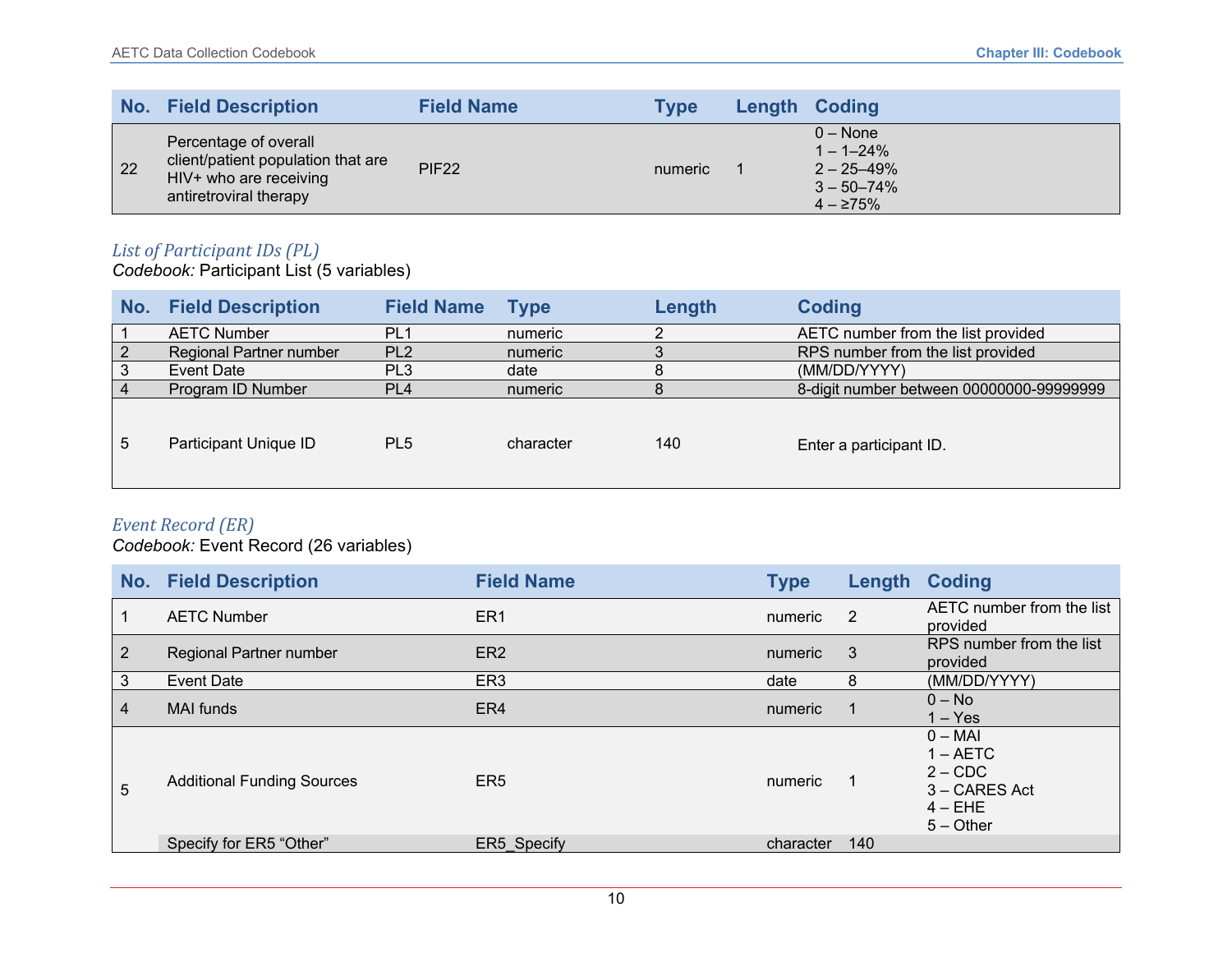| No. | Field Description | Field Name | Type | Length | Coding |
|---|---|---|---|---|---|
| 22 | Percentage of overall client/patient population that are HIV+ who are receiving antiretroviral therapy | PIF22 | numeric | 1 | 0 – None<br>1 – 1–24%<br>2 – 25–49%<br>3 – 50–74%<br>4 – ≥75% |

### *List of Participant IDs (PL)*

*Codebook:* Participant List (5 variables)

| No. | Field Description | Field Name | Type | Length | Coding |
|---|---|---|---|---|---|
| 1 | AETC Number | PL1 | numeric | 2 | AETC number from the list provided |
| 2 | Regional Partner number | PL2 | numeric | 3 | RPS number from the list provided |
| 3 | Event Date | PL3 | date | 8 | (MM/DD/YYYY) |
| 4 | Program ID Number | PL4 | numeric | 8 | 8-digit number between 00000000-99999999 |
| 5 | Participant Unique ID | PL5 | character | 140 | Enter a participant ID. |

### *Event Record (ER)*

*Codebook:* Event Record (26 variables)

| No. | Field Description | Field Name | Type | Length | Coding |
|---|---|---|---|---|---|
| 1 | AETC Number | ER1 | numeric | 2 | AETC number from the list provided |
| 2 | Regional Partner number | ER2 | numeric | 3 | RPS number from the list provided |
| 3 | Event Date | ER3 | date | 8 | (MM/DD/YYYY) |
| 4 | MAI funds | ER4 | numeric | 1 | 0 – No<br>1 – Yes |
| 5 | Additional Funding Sources | ER5 | numeric | 1 | 0 – MAI<br>1 – AETC<br>2 – CDC<br>3 – CARES Act<br>4 – EHE<br>5 – Other |
| | Specify for ER5 “Other” | ER5_Specify | character | 140 | |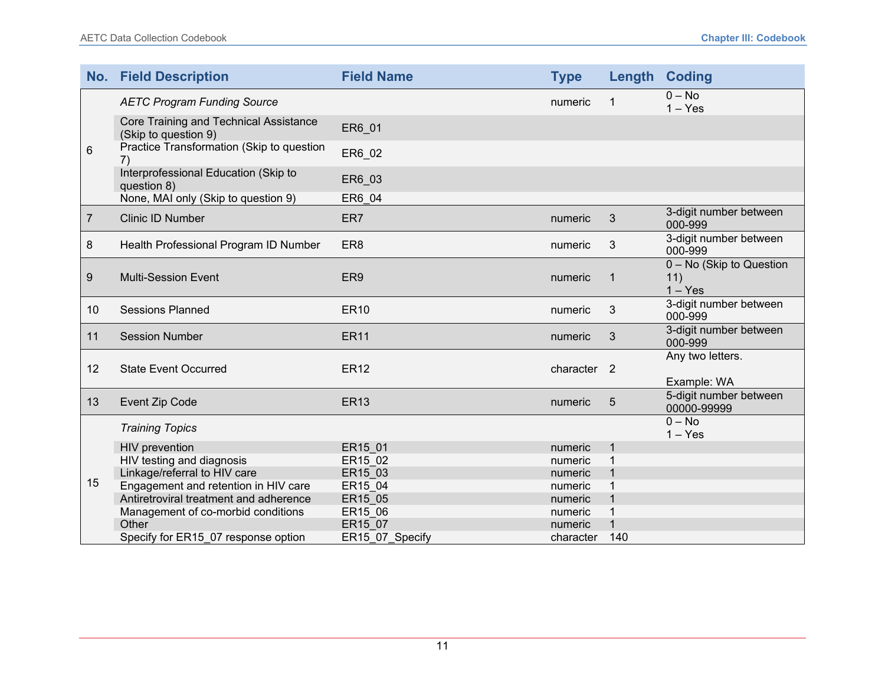| No. | Field Description | Field Name | Type | Length | Coding |
|---|---|---|---|---|---|
| 6 | *AETC Program Funding Source* | | numeric | 1 | 0 – No<br>1 – Yes |
| | Core Training and Technical Assistance (Skip to question 9) | ER6_01 | | | |
| | Practice Transformation (Skip to question 7) | ER6_02 | | | |
| | Interprofessional Education (Skip to question 8) | ER6_03 | | | |
| | None, MAI only (Skip to question 9) | ER6_04 | | | |
| 7 | Clinic ID Number | ER7 | numeric | 3 | 3-digit number between 000-999 |
| 8 | Health Professional Program ID Number | ER8 | numeric | 3 | 3-digit number between 000-999 |
| 9 | Multi-Session Event | ER9 | numeric | 1 | 0 – No (Skip to Question 11)<br>1 – Yes |
| 10 | Sessions Planned | ER10 | numeric | 3 | 3-digit number between 000-999 |
| 11 | Session Number | ER11 | numeric | 3 | 3-digit number between 000-999 |
| 12 | State Event Occurred | ER12 | character | 2 | Any two letters.<br><br>Example: WA |
| 13 | Event Zip Code | ER13 | numeric | 5 | 5-digit number between 00000-99999 |
| 15 | *Training Topics* | | | | 0 – No<br>1 – Yes |
| | HIV prevention | ER15_01 | numeric | 1 | |
| | HIV testing and diagnosis | ER15_02 | numeric | 1 | |
| | Linkage/referral to HIV care | ER15_03 | numeric | 1 | |
| | Engagement and retention in HIV care | ER15_04 | numeric | 1 | |
| | Antiretroviral treatment and adherence | ER15_05 | numeric | 1 | |
| | Management of co-morbid conditions | ER15_06 | numeric | 1 | |
| | Other | ER15_07 | numeric | 1 | |
| | Specify for ER15_07 response option | ER15_07_Specify | character | 140 | |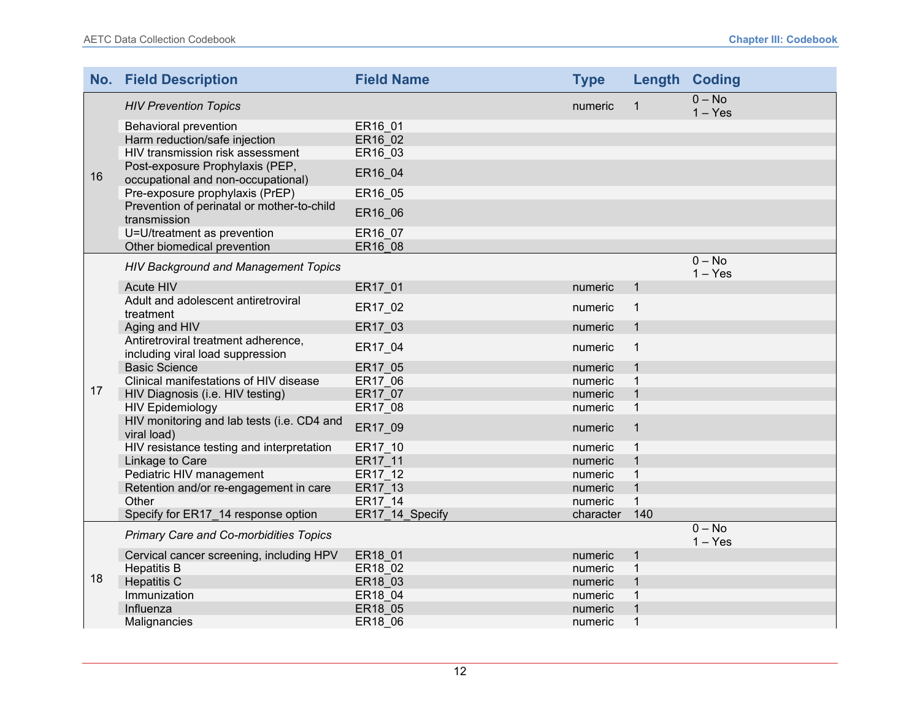| No. | Field Description | Field Name | Type | Length | Coding |
|---|---|---|---|---|---|
| 16 | *HIV Prevention Topics* | | numeric | 1 | 0 – No<br>1 – Yes |
| | Behavioral prevention | ER16_01 | | | |
| | Harm reduction/safe injection | ER16_02 | | | |
| | HIV transmission risk assessment | ER16_03 | | | |
| | Post-exposure Prophylaxis (PEP, occupational and non-occupational) | ER16_04 | | | |
| | Pre-exposure prophylaxis (PrEP) | ER16_05 | | | |
| | Prevention of perinatal or mother-to-child transmission | ER16_06 | | | |
| | U=U/treatment as prevention | ER16_07 | | | |
| | Other biomedical prevention | ER16_08 | | | |
| 17 | *HIV Background and Management Topics* | | | | 0 – No<br>1 – Yes |
| | Acute HIV | ER17_01 | numeric | 1 | |
| | Adult and adolescent antiretroviral treatment | ER17_02 | numeric | 1 | |
| | Aging and HIV | ER17_03 | numeric | 1 | |
| | Antiretroviral treatment adherence, including viral load suppression | ER17_04 | numeric | 1 | |
| | Basic Science | ER17_05 | numeric | 1 | |
| | Clinical manifestations of HIV disease | ER17_06 | numeric | 1 | |
| | HIV Diagnosis (i.e. HIV testing) | ER17_07 | numeric | 1 | |
| | HIV Epidemiology | ER17_08 | numeric | 1 | |
| | HIV monitoring and lab tests (i.e. CD4 and viral load) | ER17_09 | numeric | 1 | |
| | HIV resistance testing and interpretation | ER17_10 | numeric | 1 | |
| | Linkage to Care | ER17_11 | numeric | 1 | |
| | Pediatric HIV management | ER17_12 | numeric | 1 | |
| | Retention and/or re-engagement in care | ER17_13 | numeric | 1 | |
| | Other | ER17_14 | numeric | 1 | |
| | Specify for ER17_14 response option | ER17_14_Specify | character | 140 | |
| 18 | *Primary Care and Co-morbidities Topics* | | | | 0 – No<br>1 – Yes |
| | Cervical cancer screening, including HPV | ER18_01 | numeric | 1 | |
| | Hepatitis B | ER18_02 | numeric | 1 | |
| | Hepatitis C | ER18_03 | numeric | 1 | |
| | Immunization | ER18_04 | numeric | 1 | |
| | Influenza | ER18_05 | numeric | 1 | |
| | Malignancies | ER18_06 | numeric | 1 | |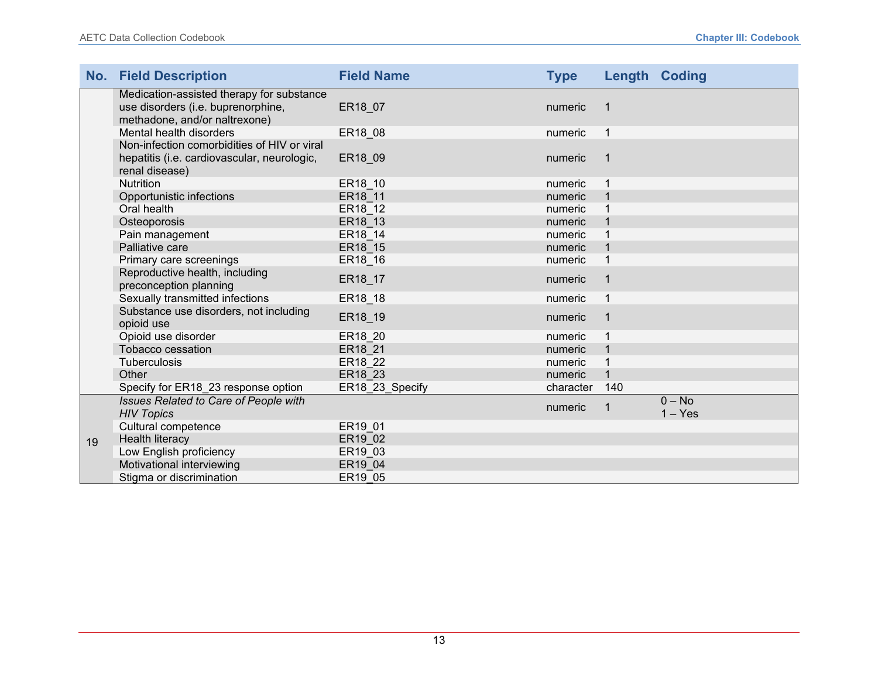| No. | Field Description | Field Name | Type | Length | Coding |
|---|---|---|---|---|---|
| | Medication-assisted therapy for substance use disorders (i.e. buprenorphine, methadone, and/or naltrexone) | ER18_07 | numeric | 1 | |
| | Mental health disorders | ER18_08 | numeric | 1 | |
| | Non-infection comorbidities of HIV or viral hepatitis (i.e. cardiovascular, neurologic, renal disease) | ER18_09 | numeric | 1 | |
| | Nutrition | ER18_10 | numeric | 1 | |
| | Opportunistic infections | ER18_11 | numeric | 1 | |
| | Oral health | ER18_12 | numeric | 1 | |
| | Osteoporosis | ER18_13 | numeric | 1 | |
| | Pain management | ER18_14 | numeric | 1 | |
| | Palliative care | ER18_15 | numeric | 1 | |
| | Primary care screenings | ER18_16 | numeric | 1 | |
| | Reproductive health, including preconception planning | ER18_17 | numeric | 1 | |
| | Sexually transmitted infections | ER18_18 | numeric | 1 | |
| | Substance use disorders, not including opioid use | ER18_19 | numeric | 1 | |
| | Opioid use disorder | ER18_20 | numeric | 1 | |
| | Tobacco cessation | ER18_21 | numeric | 1 | |
| | Tuberculosis | ER18_22 | numeric | 1 | |
| | Other | ER18_23 | numeric | 1 | |
| | Specify for ER18_23 response option | ER18_23_Specify | character | 140 | |
| 19 | *Issues Related to Care of People with HIV Topics* | | numeric | 1 | 0 – No<br>1 – Yes |
| | Cultural competence | ER19_01 | | | |
| | Health literacy | ER19_02 | | | |
| | Low English proficiency | ER19_03 | | | |
| | Motivational interviewing | ER19_04 | | | |
| | Stigma or discrimination | ER19_05 | | | |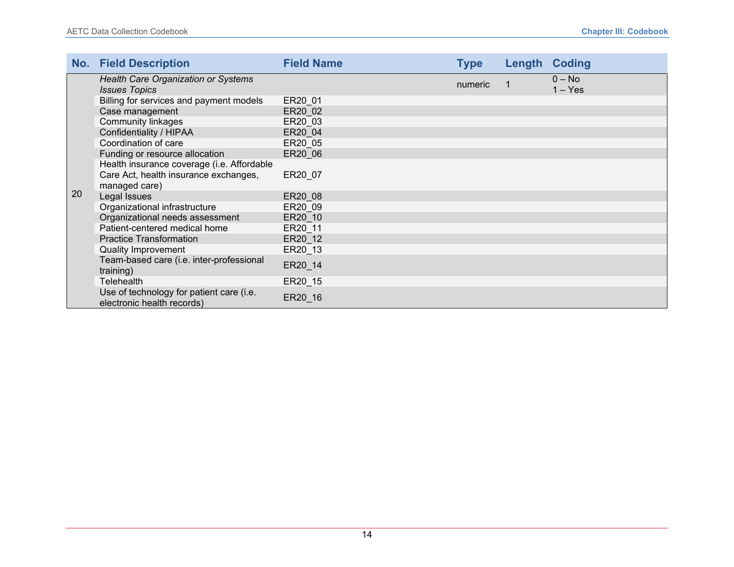| No. | Field Description | Field Name | Type | Length | Coding |
|---|---|---|---|---|---|
| 20 | *Health Care Organization or Systems Issues Topics* | | numeric | 1 | 0 – No<br>1 – Yes |
| | Billing for services and payment models | ER20_01 | | | |
| | Case management | ER20_02 | | | |
| | Community linkages | ER20_03 | | | |
| | Confidentiality / HIPAA | ER20_04 | | | |
| | Coordination of care | ER20_05 | | | |
| | Funding or resource allocation | ER20_06 | | | |
| | Health insurance coverage (i.e. Affordable Care Act, health insurance exchanges, managed care) | ER20_07 | | | |
| | Legal Issues | ER20_08 | | | |
| | Organizational infrastructure | ER20_09 | | | |
| | Organizational needs assessment | ER20_10 | | | |
| | Patient-centered medical home | ER20_11 | | | |
| | Practice Transformation | ER20_12 | | | |
| | Quality Improvement | ER20_13 | | | |
| | Team-based care (i.e. inter-professional training) | ER20_14 | | | |
| | Telehealth | ER20_15 | | | |
| | Use of technology for patient care (i.e. electronic health records) | ER20_16 | | | |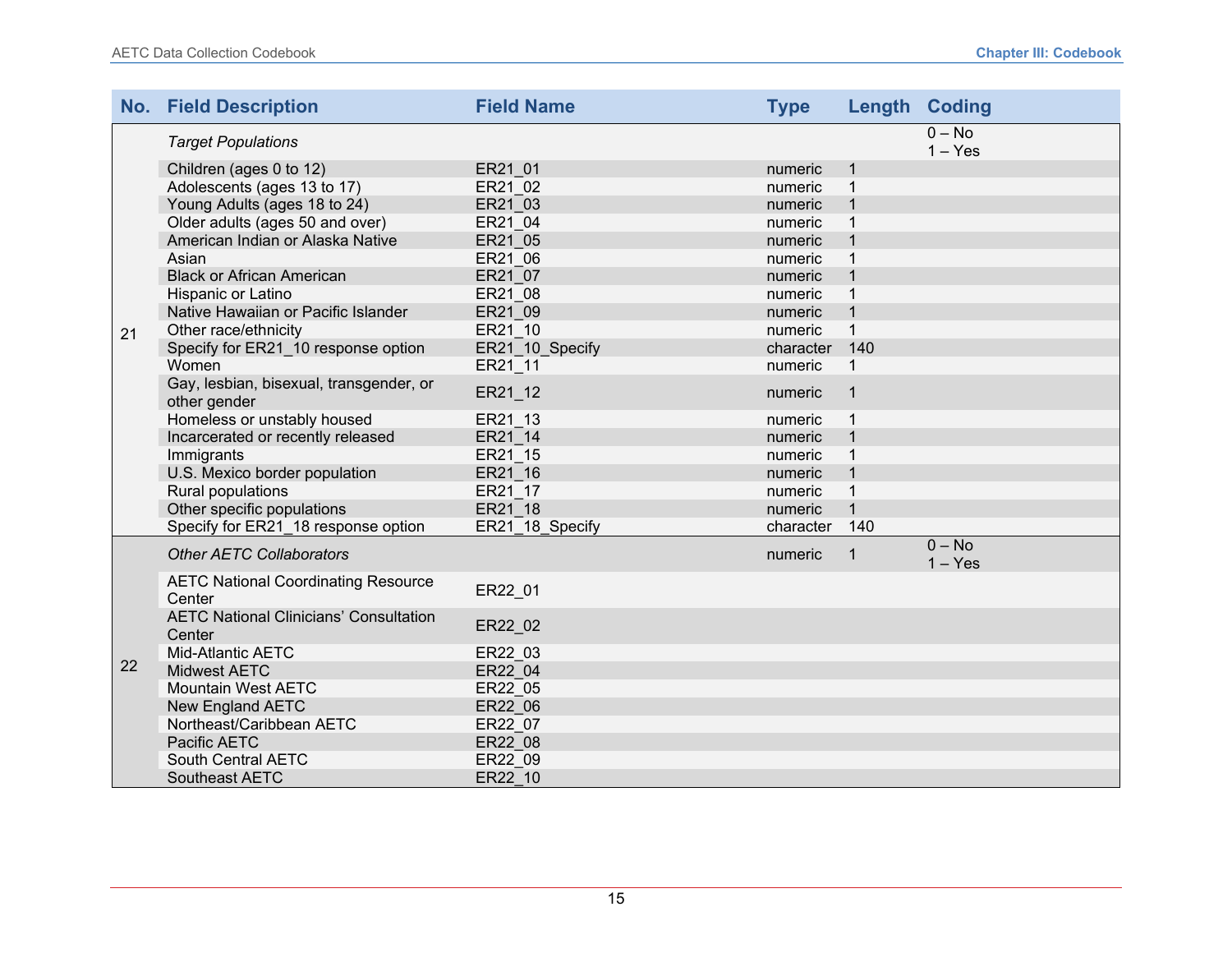| No. | Field Description | Field Name | Type | Length | Coding |
|---|---|---|---|---|---|
| 21 | *Target Populations* | | | | 0 – No<br>1 – Yes |
| | Children (ages 0 to 12) | ER21_01 | numeric | 1 | |
| | Adolescents (ages 13 to 17) | ER21_02 | numeric | 1 | |
| | Young Adults (ages 18 to 24) | ER21_03 | numeric | 1 | |
| | Older adults (ages 50 and over) | ER21_04 | numeric | 1 | |
| | American Indian or Alaska Native | ER21_05 | numeric | 1 | |
| | Asian | ER21_06 | numeric | 1 | |
| | Black or African American | ER21_07 | numeric | 1 | |
| | Hispanic or Latino | ER21_08 | numeric | 1 | |
| | Native Hawaiian or Pacific Islander | ER21_09 | numeric | 1 | |
| | Other race/ethnicity | ER21_10 | numeric | 1 | |
| | Specify for ER21_10 response option | ER21_10_Specify | character | 140 | |
| | Women | ER21_11 | numeric | 1 | |
| | Gay, lesbian, bisexual, transgender, or other gender | ER21_12 | numeric | 1 | |
| | Homeless or unstably housed | ER21_13 | numeric | 1 | |
| | Incarcerated or recently released | ER21_14 | numeric | 1 | |
| | Immigrants | ER21_15 | numeric | 1 | |
| | U.S. Mexico border population | ER21_16 | numeric | 1 | |
| | Rural populations | ER21_17 | numeric | 1 | |
| | Other specific populations | ER21_18 | numeric | 1 | |
| | Specify for ER21_18 response option | ER21_18_Specify | character | 140 | |
| 22 | *Other AETC Collaborators* | | numeric | 1 | 0 – No<br>1 – Yes |
| | AETC National Coordinating Resource Center | ER22_01 | | | |
| | AETC National Clinicians' Consultation Center | ER22_02 | | | |
| | Mid-Atlantic AETC | ER22_03 | | | |
| | Midwest AETC | ER22_04 | | | |
| | Mountain West AETC | ER22_05 | | | |
| | New England AETC | ER22_06 | | | |
| | Northeast/Caribbean AETC | ER22_07 | | | |
| | Pacific AETC | ER22_08 | | | |
| | South Central AETC | ER22_09 | | | |
| | Southeast AETC | ER22_10 | | | |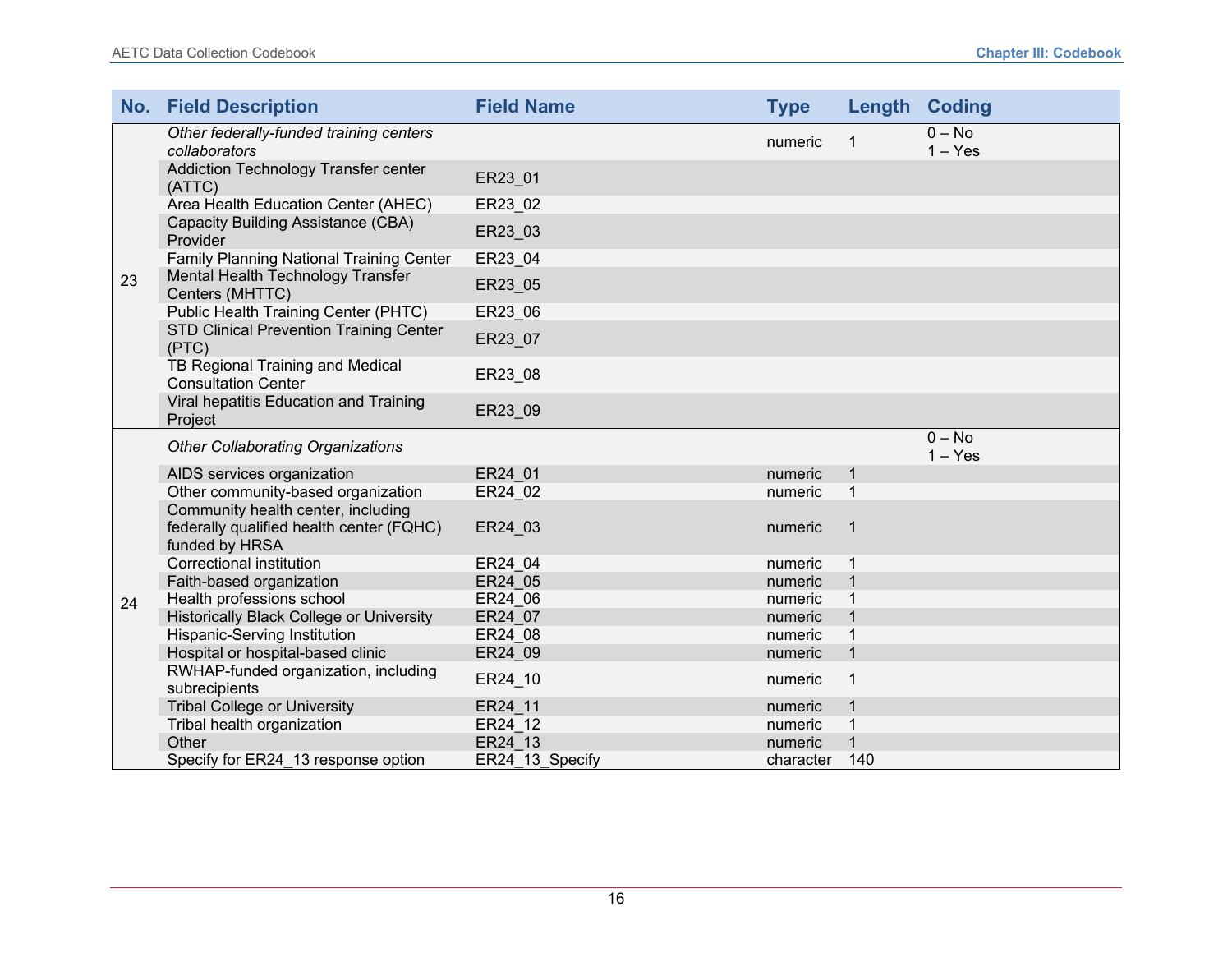| No. | Field Description | Field Name | Type | Length | Coding |
| --- | --- | --- | --- | --- | --- |
| 23 | *Other federally-funded training centers collaborators* | | numeric | 1 | 0 – No<br>1 – Yes |
| | Addiction Technology Transfer center (ATTC) | ER23_01 | | | |
| | Area Health Education Center (AHEC) | ER23_02 | | | |
| | Capacity Building Assistance (CBA) Provider | ER23_03 | | | |
| | Family Planning National Training Center | ER23_04 | | | |
| | Mental Health Technology Transfer Centers (MHTTC) | ER23_05 | | | |
| | Public Health Training Center (PHTC) | ER23_06 | | | |
| | STD Clinical Prevention Training Center (PTC) | ER23_07 | | | |
| | TB Regional Training and Medical Consultation Center | ER23_08 | | | |
| | Viral hepatitis Education and Training Project | ER23_09 | | | |
| 24 | *Other Collaborating Organizations* | | | | 0 – No<br>1 – Yes |
| | AIDS services organization | ER24_01 | numeric | 1 | |
| | Other community-based organization | ER24_02 | numeric | 1 | |
| | Community health center, including federally qualified health center (FQHC) funded by HRSA | ER24_03 | numeric | 1 | |
| | Correctional institution | ER24_04 | numeric | 1 | |
| | Faith-based organization | ER24_05 | numeric | 1 | |
| | Health professions school | ER24_06 | numeric | 1 | |
| | Historically Black College or University | ER24_07 | numeric | 1 | |
| | Hispanic-Serving Institution | ER24_08 | numeric | 1 | |
| | Hospital or hospital-based clinic | ER24_09 | numeric | 1 | |
| | RWHAP-funded organization, including subrecipients | ER24_10 | numeric | 1 | |
| | Tribal College or University | ER24_11 | numeric | 1 | |
| | Tribal health organization | ER24_12 | numeric | 1 | |
| | Other | ER24_13 | numeric | 1 | |
| | Specify for ER24_13 response option | ER24_13_Specify | character | 140 | |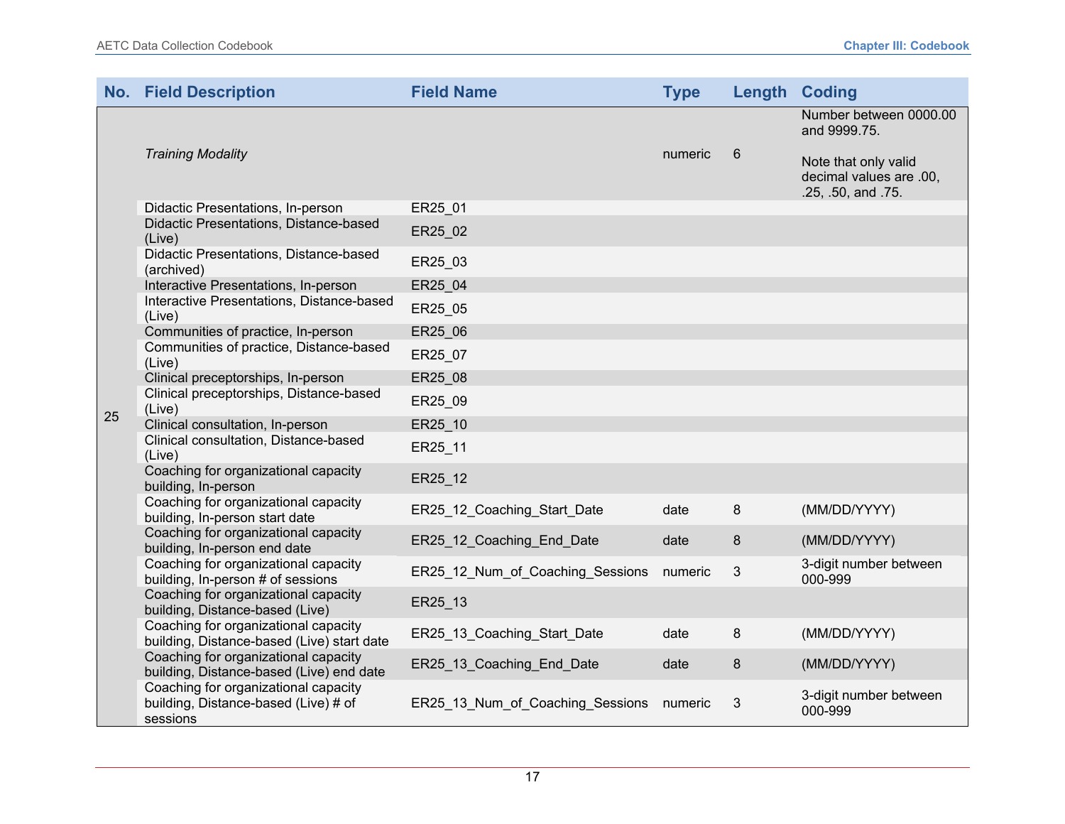| No. | Field Description | Field Name | Type | Length | Coding |
|---|---|---|---|---|---|
| 25 | *Training Modality* | | numeric | 6 | Number between 0000.00 and 9999.75.<br><br>Note that only valid decimal values are .00, .25, .50, and .75. |
| | Didactic Presentations, In-person | ER25_01 | | | |
| | Didactic Presentations, Distance-based (Live) | ER25_02 | | | |
| | Didactic Presentations, Distance-based (archived) | ER25_03 | | | |
| | Interactive Presentations, In-person | ER25_04 | | | |
| | Interactive Presentations, Distance-based (Live) | ER25_05 | | | |
| | Communities of practice, In-person | ER25_06 | | | |
| | Communities of practice, Distance-based (Live) | ER25_07 | | | |
| | Clinical preceptorships, In-person | ER25_08 | | | |
| | Clinical preceptorships, Distance-based (Live) | ER25_09 | | | |
| | Clinical consultation, In-person | ER25_10 | | | |
| | Clinical consultation, Distance-based (Live) | ER25_11 | | | |
| | Coaching for organizational capacity building, In-person | ER25_12 | | | |
| | Coaching for organizational capacity building, In-person start date | ER25_12_Coaching_Start_Date | date | 8 | (MM/DD/YYYY) |
| | Coaching for organizational capacity building, In-person end date | ER25_12_Coaching_End_Date | date | 8 | (MM/DD/YYYY) |
| | Coaching for organizational capacity building, In-person # of sessions | ER25_12_Num_of_Coaching_Sessions | numeric | 3 | 3-digit number between 000-999 |
| | Coaching for organizational capacity building, Distance-based (Live) | ER25_13 | | | |
| | Coaching for organizational capacity building, Distance-based (Live) start date | ER25_13_Coaching_Start_Date | date | 8 | (MM/DD/YYYY) |
| | Coaching for organizational capacity building, Distance-based (Live) end date | ER25_13_Coaching_End_Date | date | 8 | (MM/DD/YYYY) |
| | Coaching for organizational capacity building, Distance-based (Live) # of sessions | ER25_13_Num_of_Coaching_Sessions | numeric | 3 | 3-digit number between 000-999 |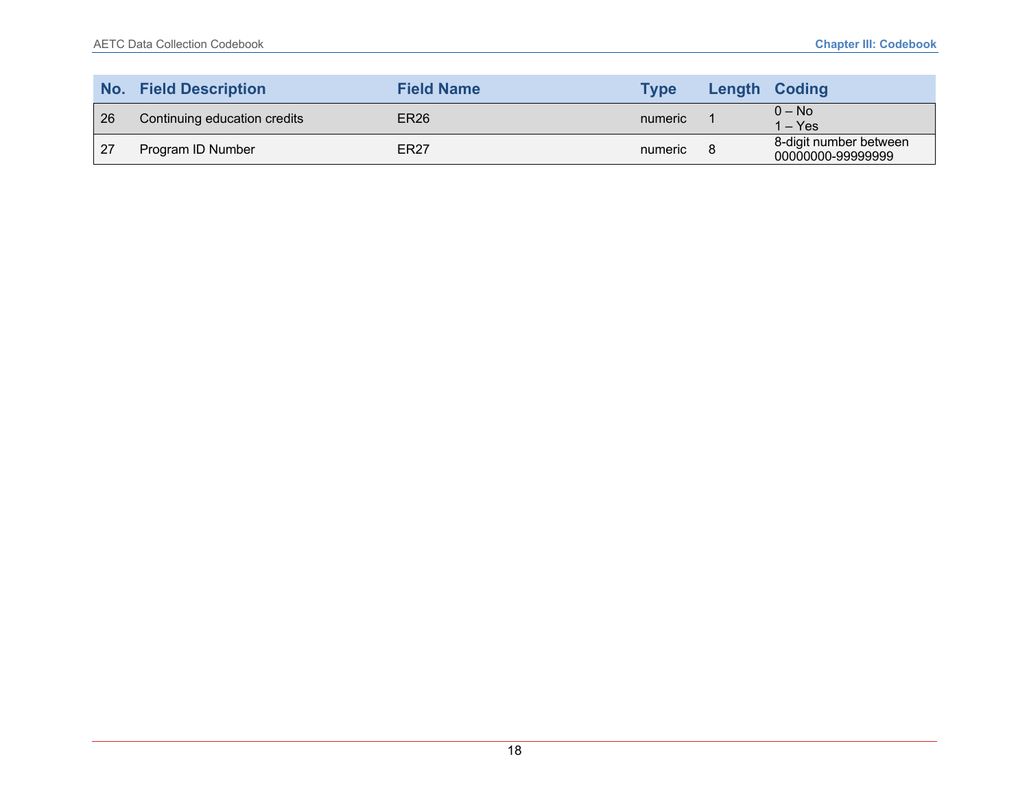| No. | Field Description | Field Name | Type | Length | Coding |
|---|---|---|---|---|---|
| 26 | Continuing education credits | ER26 | numeric | 1 | 0 – No<br>1 – Yes |
| 27 | Program ID Number | ER27 | numeric | 8 | 8-digit number between 00000000-99999999 |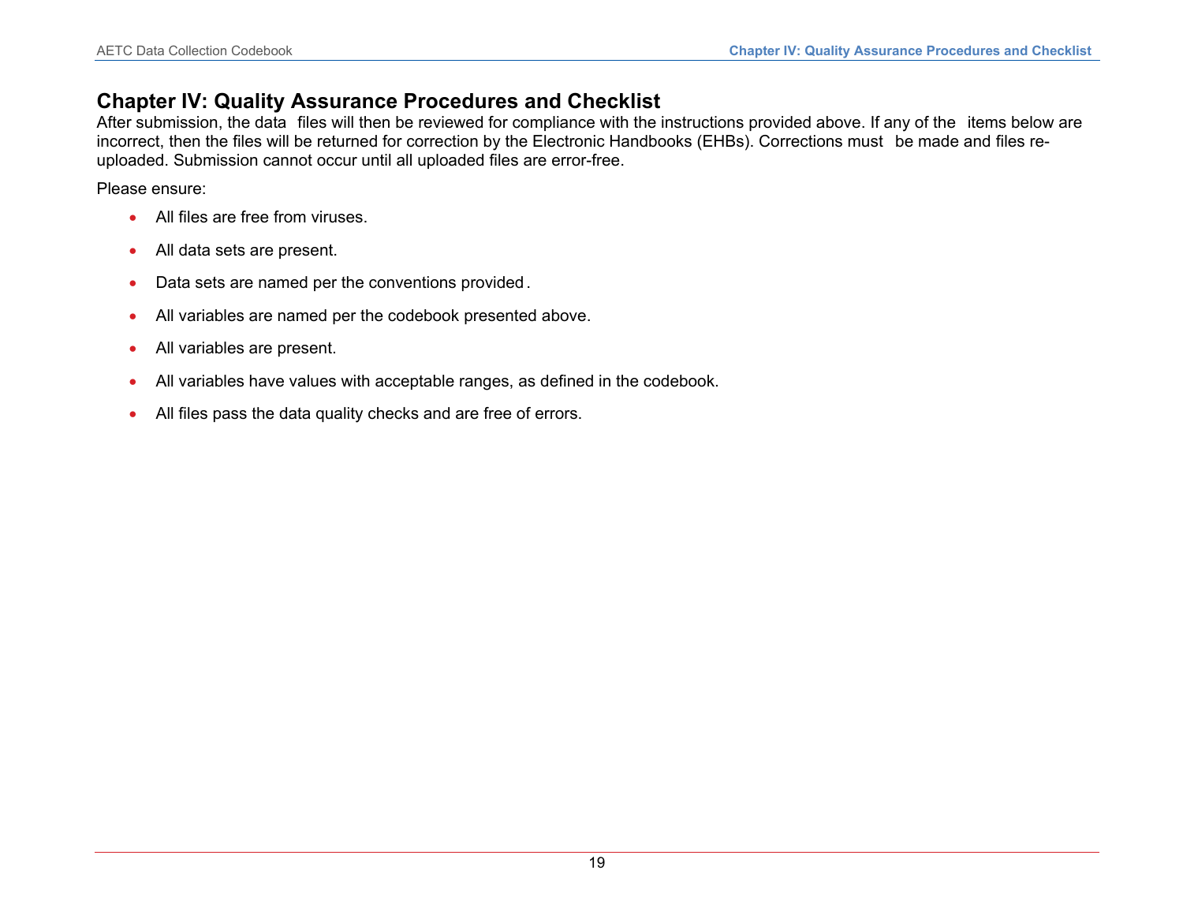# Chapter IV: Quality Assurance Procedures and Checklist

After submission, the data files will then be reviewed for compliance with the instructions provided above. If any of the items below are incorrect, then the files will be returned for correction by the Electronic Handbooks (EHBs). Corrections must be made and files re-uploaded. Submission cannot occur until all uploaded files are error-free.

Please ensure:

- All files are free from viruses.
- All data sets are present.
- Data sets are named per the conventions provided.
- All variables are named per the codebook presented above.
- All variables are present.
- All variables have values with acceptable ranges, as defined in the codebook.
- All files pass the data quality checks and are free of errors.